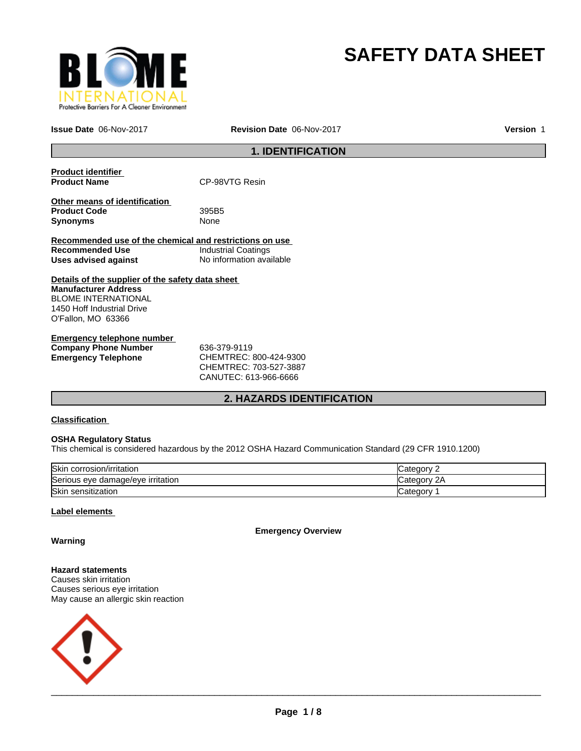# SAFETY DATA SHEET

**Issue Date** 06-Nov-2017 **Revision Date** 06-Nov-2017 **Version** 1

## 1. IDENTIFICATION

**Product identifier**

**Product Name** CP-98VTG Resin

**Other means of identification**

**Product Code** 395B5

**Synonyms** None

**Recommended use of the chemical and restrictions on use**

**Recommended Use** Industrial Coatings

**Uses advised against** No information available

**Details of the supplier of the safety data sheet**

**Manufacturer Address**
BLOME INTERNATIONAL
1450 Hoff Industrial Drive
O'Fallon, MO 63366

**Emergency telephone number**

**Company Phone Number** 636-379-9119

**Emergency Telephone** CHEMTREC: 800-424-9300
CHEMTREC: 703-527-3887
CANUTEC: 613-966-6666

## 2. HAZARDS IDENTIFICATION

**Classification**

**OSHA Regulatory Status**
This chemical is considered hazardous by the 2012 OSHA Hazard Communication Standard (29 CFR 1910.1200)

| Hazard | Category |
|---|---|
| Skin corrosion/irritation | Category 2 |
| Serious eye damage/eye irritation | Category 2A |
| Skin sensitization | Category 1 |

**Label elements**

**Emergency Overview**

**Warning**

**Hazard statements**
Causes skin irritation
Causes serious eye irritation
May cause an allergic skin reaction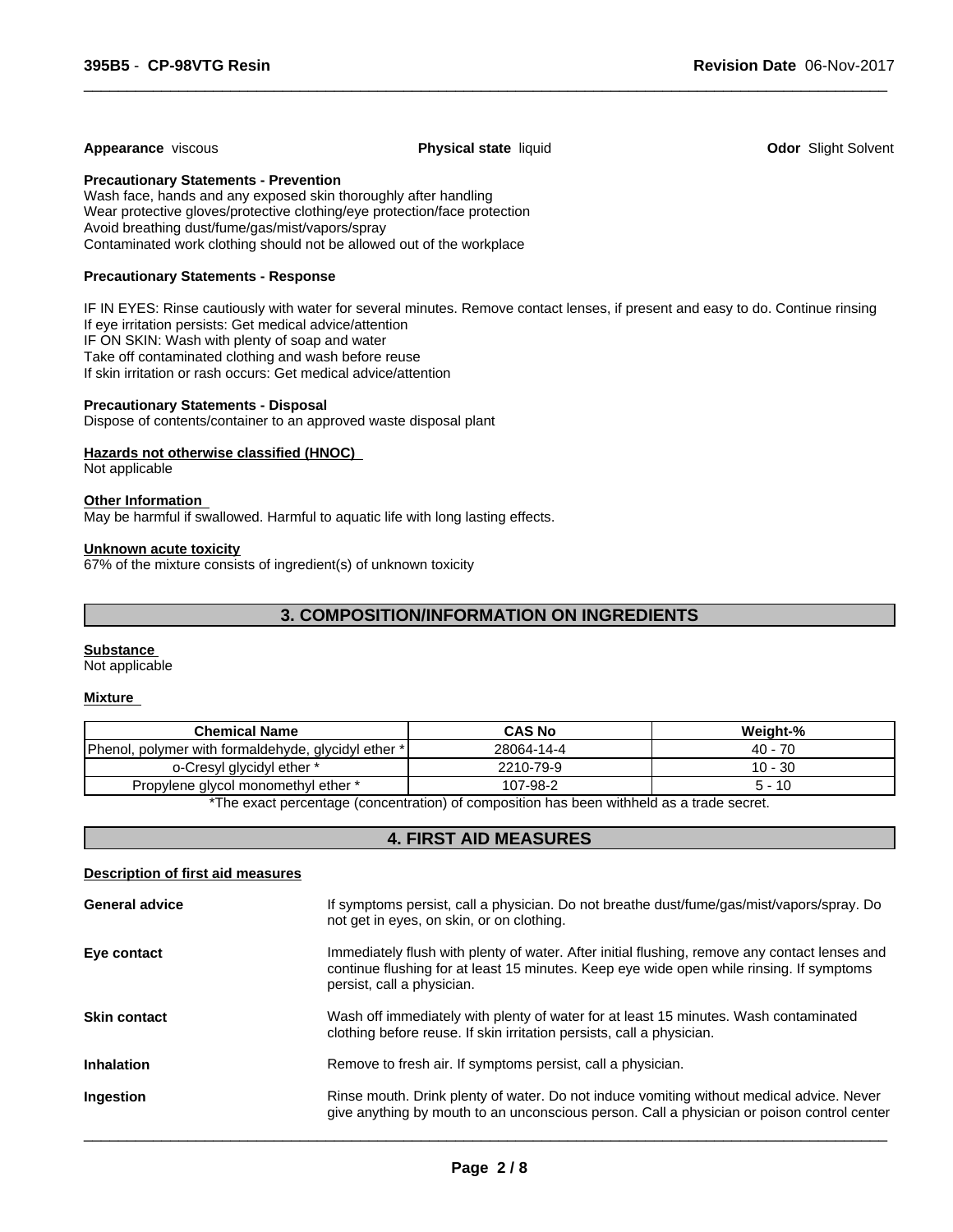**Appearance** viscous **Physical state** liquid **Odor** Slight Solvent

**Precautionary Statements - Prevention**

Wash face, hands and any exposed skin thoroughly after handling
Wear protective gloves/protective clothing/eye protection/face protection
Avoid breathing dust/fume/gas/mist/vapors/spray
Contaminated work clothing should not be allowed out of the workplace

**Precautionary Statements - Response**

IF IN EYES: Rinse cautiously with water for several minutes. Remove contact lenses, if present and easy to do. Continue rinsing
If eye irritation persists: Get medical advice/attention
IF ON SKIN: Wash with plenty of soap and water
Take off contaminated clothing and wash before reuse
If skin irritation or rash occurs: Get medical advice/attention

**Precautionary Statements - Disposal**

Dispose of contents/container to an approved waste disposal plant

**Hazards not otherwise classified (HNOC)**

Not applicable

**Other Information**

May be harmful if swallowed. Harmful to aquatic life with long lasting effects.

**Unknown acute toxicity**

67% of the mixture consists of ingredient(s) of unknown toxicity

## 3. COMPOSITION/INFORMATION ON INGREDIENTS

**Substance**

Not applicable

**Mixture**

| Chemical Name | CAS No | Weight-% |
|---|---|---|
| Phenol, polymer with formaldehyde, glycidyl ether * | 28064-14-4 | 40 - 70 |
| o-Cresyl glycidyl ether * | 2210-79-9 | 10 - 30 |
| Propylene glycol monomethyl ether * | 107-98-2 | 5 - 10 |

*The exact percentage (concentration) of composition has been withheld as a trade secret.

## 4. FIRST AID MEASURES

**Description of first aid measures**

**General advice** If symptoms persist, call a physician. Do not breathe dust/fume/gas/mist/vapors/spray. Do not get in eyes, on skin, or on clothing.

**Eye contact** Immediately flush with plenty of water. After initial flushing, remove any contact lenses and continue flushing for at least 15 minutes. Keep eye wide open while rinsing. If symptoms persist, call a physician.

**Skin contact** Wash off immediately with plenty of water for at least 15 minutes. Wash contaminated clothing before reuse. If skin irritation persists, call a physician.

**Inhalation** Remove to fresh air. If symptoms persist, call a physician.

**Ingestion** Rinse mouth. Drink plenty of water. Do not induce vomiting without medical advice. Never give anything by mouth to an unconscious person. Call a physician or poison control center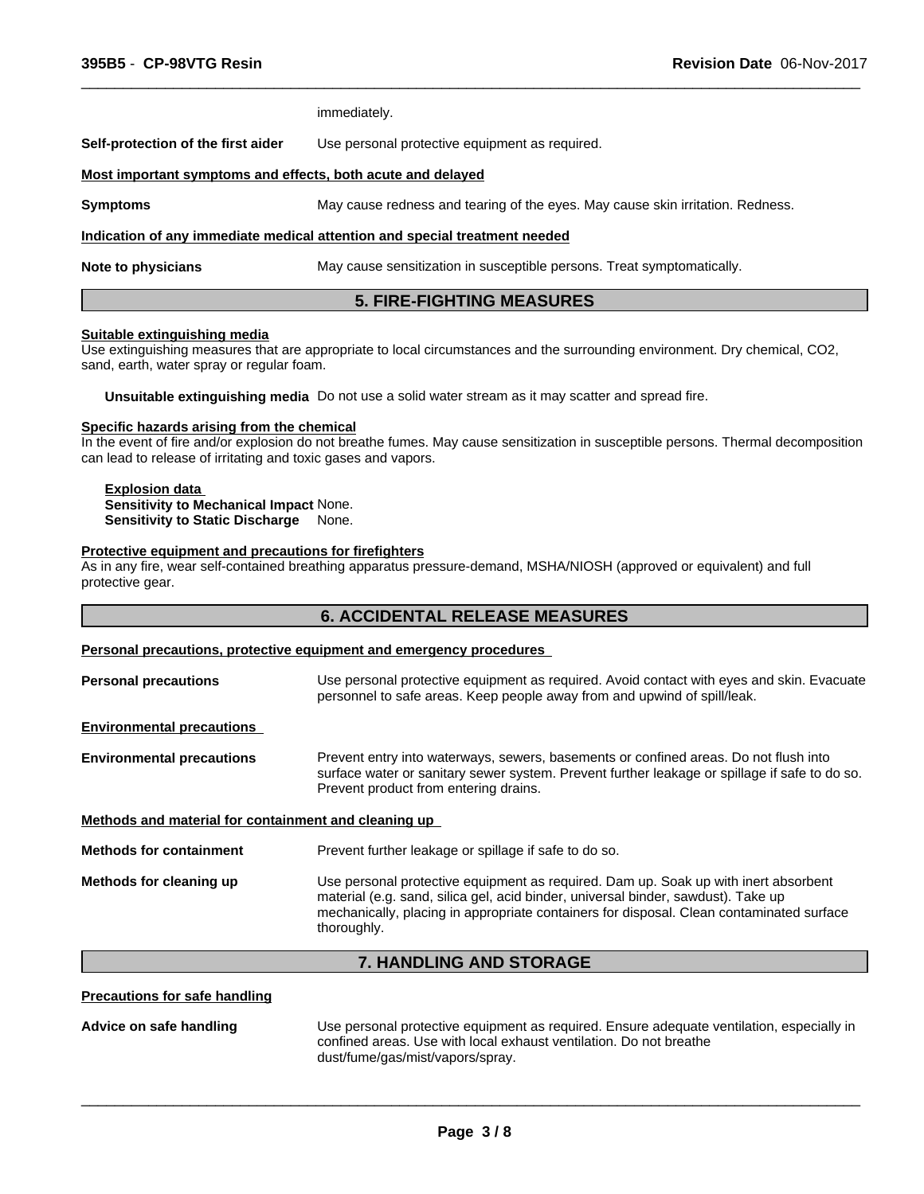immediately.

**Self-protection of the first aider** Use personal protective equipment as required.

**Most important symptoms and effects, both acute and delayed**

**Symptoms** May cause redness and tearing of the eyes. May cause skin irritation. Redness.

**Indication of any immediate medical attention and special treatment needed**

**Note to physicians** May cause sensitization in susceptible persons. Treat symptomatically.

## 5. FIRE-FIGHTING MEASURES

**Suitable extinguishing media**

Use extinguishing measures that are appropriate to local circumstances and the surrounding environment. Dry chemical, $CO_2$, sand, earth, water spray or regular foam.

**Unsuitable extinguishing media** Do not use a solid water stream as it may scatter and spread fire.

**Specific hazards arising from the chemical**

In the event of fire and/or explosion do not breathe fumes. May cause sensitization in susceptible persons. Thermal decomposition can lead to release of irritating and toxic gases and vapors.

**Explosion data**
**Sensitivity to Mechanical Impact** None.
**Sensitivity to Static Discharge** None.

**Protective equipment and precautions for firefighters**

As in any fire, wear self-contained breathing apparatus pressure-demand, MSHA/NIOSH (approved or equivalent) and full protective gear.

## 6. ACCIDENTAL RELEASE MEASURES

**Personal precautions, protective equipment and emergency procedures**

**Personal precautions** Use personal protective equipment as required. Avoid contact with eyes and skin. Evacuate personnel to safe areas. Keep people away from and upwind of spill/leak.

**Environmental precautions**

**Environmental precautions** Prevent entry into waterways, sewers, basements or confined areas. Do not flush into surface water or sanitary sewer system. Prevent further leakage or spillage if safe to do so. Prevent product from entering drains.

**Methods and material for containment and cleaning up**

**Methods for containment** Prevent further leakage or spillage if safe to do so.

**Methods for cleaning up** Use personal protective equipment as required. Dam up. Soak up with inert absorbent material (e.g. sand, silica gel, acid binder, universal binder, sawdust). Take up mechanically, placing in appropriate containers for disposal. Clean contaminated surface thoroughly.

## 7. HANDLING AND STORAGE

**Precautions for safe handling**

**Advice on safe handling** Use personal protective equipment as required. Ensure adequate ventilation, especially in confined areas. Use with local exhaust ventilation. Do not breathe dust/fume/gas/mist/vapors/spray.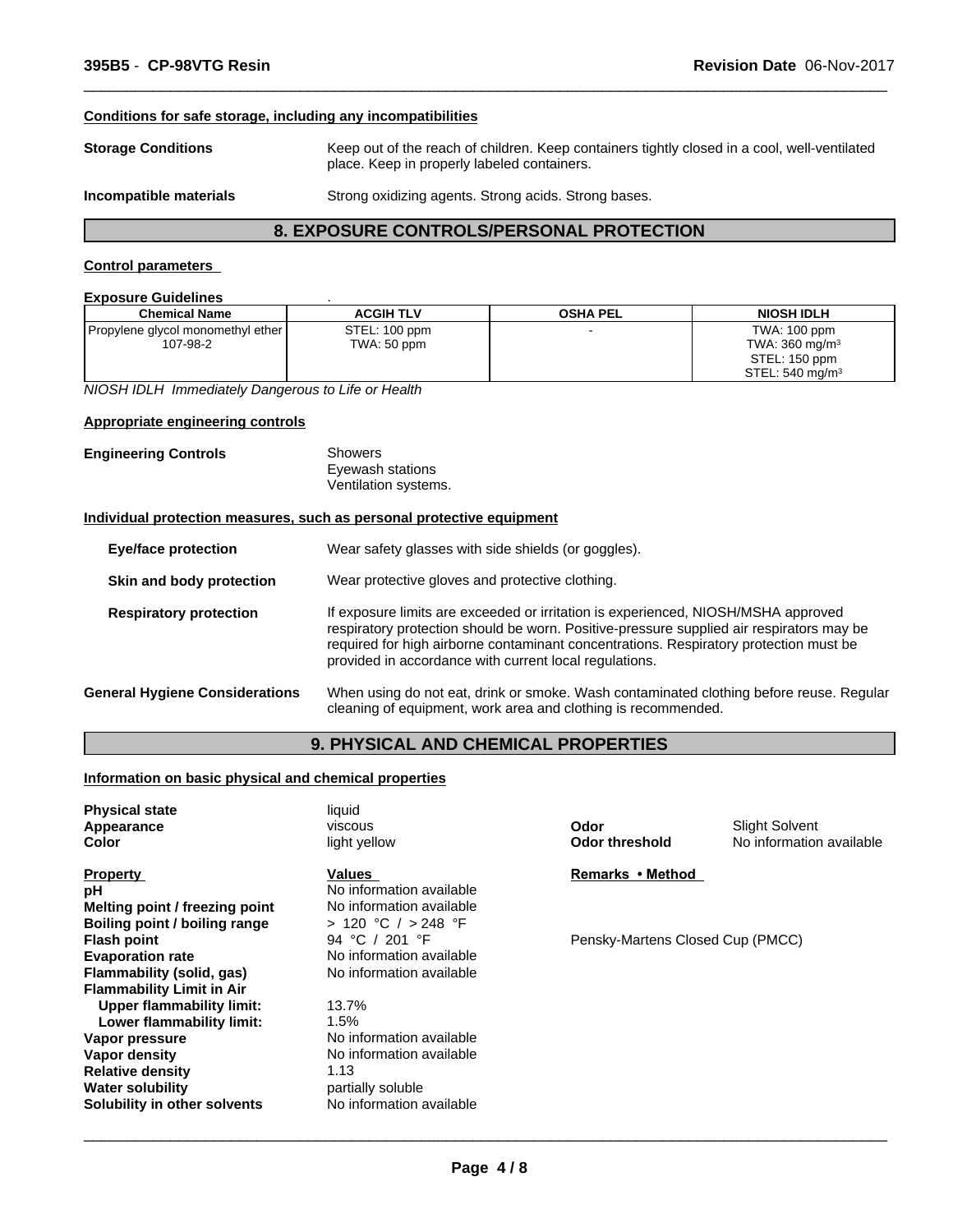#### Conditions for safe storage, including any incompatibilities

**Storage Conditions** Keep out of the reach of children. Keep containers tightly closed in a cool, well-ventilated place. Keep in properly labeled containers.

**Incompatible materials** Strong oxidizing agents. Strong acids. Strong bases.

## 8. EXPOSURE CONTROLS/PERSONAL PROTECTION

#### Control parameters

**Exposure Guidelines** .

| Chemical Name | ACGIH TLV | OSHA PEL | NIOSH IDLH |
|---|---|---|---|
| Propylene glycol monomethyl ether<br>107-98-2 | STEL: 100 ppm<br>TWA: 50 ppm | - | TWA: 100 ppm<br>TWA: 360 mg/m³<br>STEL: 150 ppm<br>STEL: 540 mg/m³ |

*NIOSH IDLH Immediately Dangerous to Life or Health*

#### Appropriate engineering controls

**Engineering Controls** Showers
Eyewash stations
Ventilation systems.

#### Individual protection measures, such as personal protective equipment

**Eye/face protection** Wear safety glasses with side shields (or goggles).

**Skin and body protection** Wear protective gloves and protective clothing.

**Respiratory protection** If exposure limits are exceeded or irritation is experienced, NIOSH/MSHA approved respiratory protection should be worn. Positive-pressure supplied air respirators may be required for high airborne contaminant concentrations. Respiratory protection must be provided in accordance with current local regulations.

**General Hygiene Considerations** When using do not eat, drink or smoke. Wash contaminated clothing before reuse. Regular cleaning of equipment, work area and clothing is recommended.

## 9. PHYSICAL AND CHEMICAL PROPERTIES

#### Information on basic physical and chemical properties

**Physical state** liquid
**Appearance** viscous
**Color** light yellow
**Odor** Slight Solvent
**Odor threshold** No information available

| Property | Values | Remarks • Method |
|---|---|---|
| **pH** | No information available | |
| **Melting point / freezing point** | No information available | |
| **Boiling point / boiling range** | > 120 °C / > 248 °F | |
| **Flash point** | 94 °C / 201 °F | Pensky-Martens Closed Cup (PMCC) |
| **Evaporation rate** | No information available | |
| **Flammability (solid, gas)** | No information available | |
| **Flammability Limit in Air** | | |
| **Upper flammability limit:** | 13.7% | |
| **Lower flammability limit:** | 1.5% | |
| **Vapor pressure** | No information available | |
| **Vapor density** | No information available | |
| **Relative density** | 1.13 | |
| **Water solubility** | partially soluble | |
| **Solubility in other solvents** | No information available | |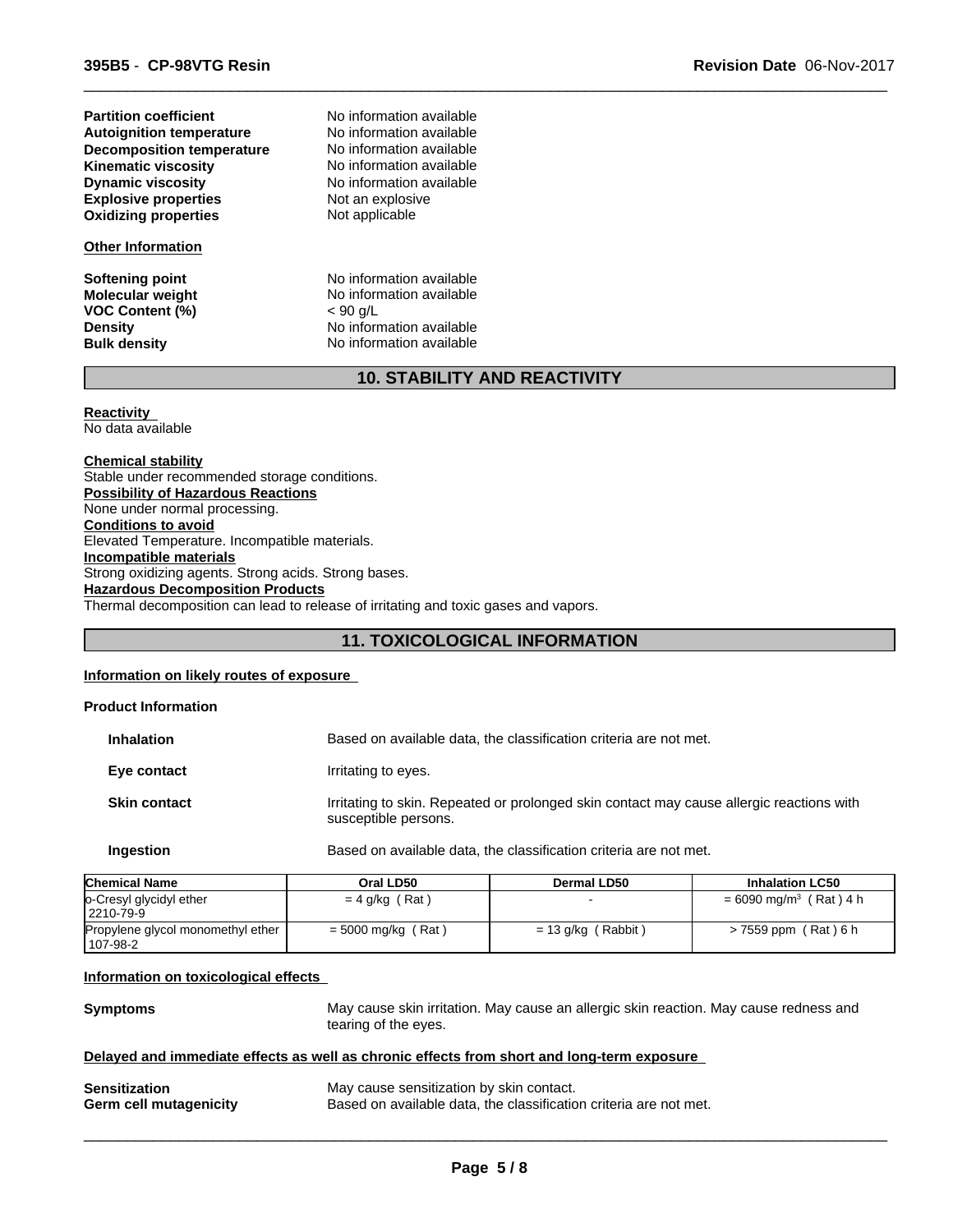| | |
|---|---|
| **Partition coefficient** | No information available |
| **Autoignition temperature** | No information available |
| **Decomposition temperature** | No information available |
| **Kinematic viscosity** | No information available |
| **Dynamic viscosity** | No information available |
| **Explosive properties** | Not an explosive |
| **Oxidizing properties** | Not applicable |

**Other Information**

| | |
|---|---|
| **Softening point** | No information available |
| **Molecular weight** | No information available |
| **VOC Content (%)** | < 90 g/L |
| **Density** | No information available |
| **Bulk density** | No information available |

## 10. STABILITY AND REACTIVITY

**Reactivity**
No data available

**Chemical stability**
Stable under recommended storage conditions.

**Possibility of Hazardous Reactions**
None under normal processing.

**Conditions to avoid**
Elevated Temperature. Incompatible materials.

**Incompatible materials**
Strong oxidizing agents. Strong acids. Strong bases.

**Hazardous Decomposition Products**
Thermal decomposition can lead to release of irritating and toxic gases and vapors.

## 11. TOXICOLOGICAL INFORMATION

**Information on likely routes of exposure**

**Product Information**

| | |
|---|---|
| **Inhalation** | Based on available data, the classification criteria are not met. |
| **Eye contact** | Irritating to eyes. |
| **Skin contact** | Irritating to skin. Repeated or prolonged skin contact may cause allergic reactions with susceptible persons. |
| **Ingestion** | Based on available data, the classification criteria are not met. |

| Chemical Name | Oral LD50 | Dermal LD50 | Inhalation LC50 |
|---|---|---|---|
| o-Cresyl glycidyl ether 2210-79-9 | = 4 g/kg ( Rat ) | - | = 6090 mg/m$^3$ ( Rat ) 4 h |
| Propylene glycol monomethyl ether 107-98-2 | = 5000 mg/kg ( Rat ) | = 13 g/kg ( Rabbit ) | > 7559 ppm ( Rat ) 6 h |

**Information on toxicological effects**

**Symptoms** May cause skin irritation. May cause an allergic skin reaction. May cause redness and tearing of the eyes.

**Delayed and immediate effects as well as chronic effects from short and long-term exposure**

| | |
|---|---|
| **Sensitization** | May cause sensitization by skin contact. |
| **Germ cell mutagenicity** | Based on available data, the classification criteria are not met. |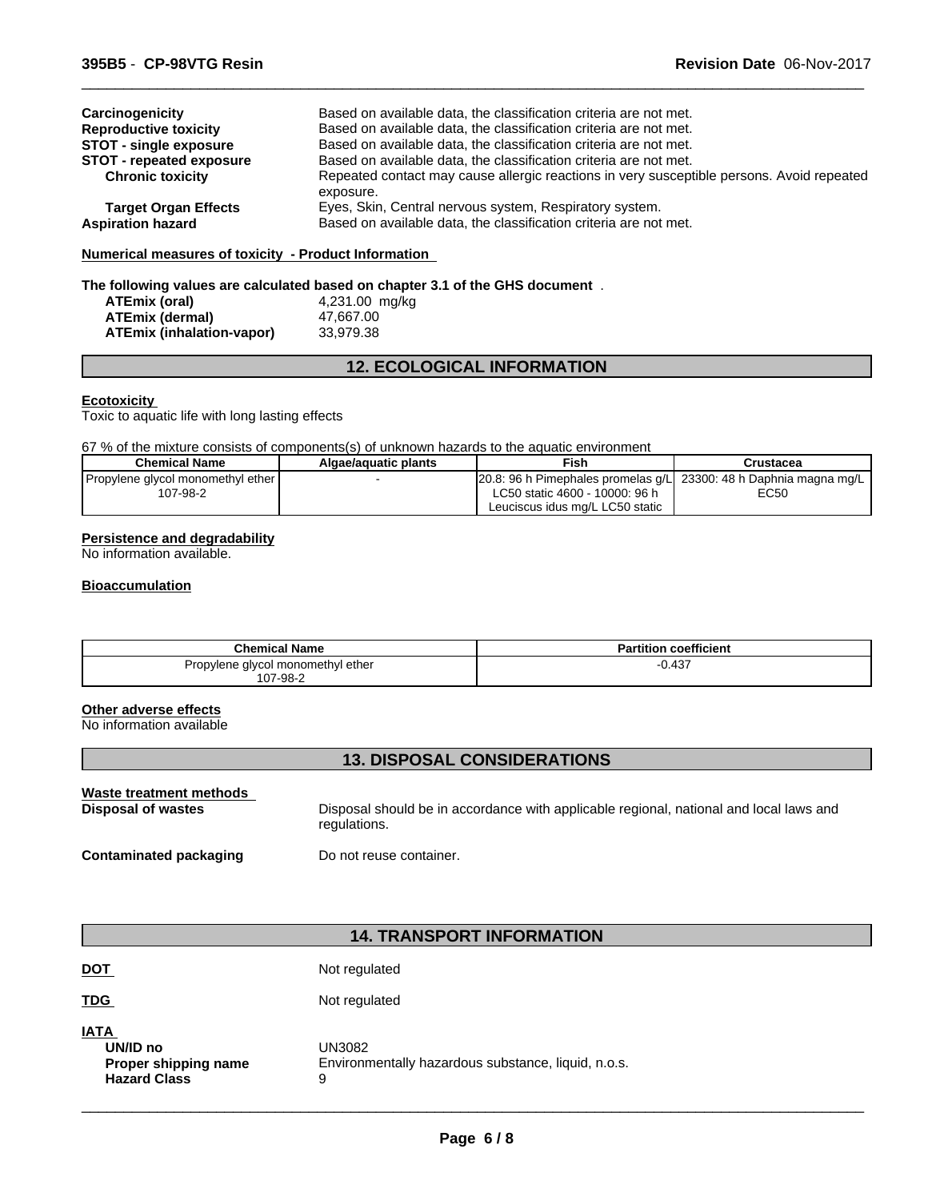| | |
|---|---|
| **Carcinogenicity** | Based on available data, the classification criteria are not met. |
| **Reproductive toxicity** | Based on available data, the classification criteria are not met. |
| **STOT - single exposure** | Based on available data, the classification criteria are not met. |
| **STOT - repeated exposure** | Based on available data, the classification criteria are not met. |
| **Chronic toxicity** | Repeated contact may cause allergic reactions in very susceptible persons. Avoid repeated exposure. |
| **Target Organ Effects** | Eyes, Skin, Central nervous system, Respiratory system. |
| **Aspiration hazard** | Based on available data, the classification criteria are not met. |

**Numerical measures of toxicity - Product Information**

**The following values are calculated based on chapter 3.1 of the GHS document** .

| | |
|---|---|
| **ATEmix (oral)** | 4,231.00 mg/kg |
| **ATEmix (dermal)** | 47,667.00 |
| **ATEmix (inhalation-vapor)** | 33,979.38 |

## 12. ECOLOGICAL INFORMATION

**Ecotoxicity**

Toxic to aquatic life with long lasting effects

67 % of the mixture consists of components(s) of unknown hazards to the aquatic environment

| Chemical Name | Algae/aquatic plants | Fish | Crustacea |
|---|---|---|---|
| Propylene glycol monomethyl ether 107-98-2 | - | 20.8: 96 h Pimephales promelas g/L LC50 static 4600 - 10000: 96 h Leuciscus idus mg/L LC50 static | 23300: 48 h Daphnia magna mg/L EC50 |

**Persistence and degradability**

No information available.

**Bioaccumulation**

| Chemical Name | Partition coefficient |
|---|---|
| Propylene glycol monomethyl ether 107-98-2 | -0.437 |

**Other adverse effects**

No information available

## 13. DISPOSAL CONSIDERATIONS

**Waste treatment methods**

| | |
|---|---|
| **Disposal of wastes** | Disposal should be in accordance with applicable regional, national and local laws and regulations. |
| **Contaminated packaging** | Do not reuse container. |

## 14. TRANSPORT INFORMATION

| | |
|---|---|
| **DOT** | Not regulated |
| **TDG** | Not regulated |

**IATA**

| | |
|---|---|
| **UN/ID no** | UN3082 |
| **Proper shipping name** | Environmentally hazardous substance, liquid, n.o.s. |
| **Hazard Class** | 9 |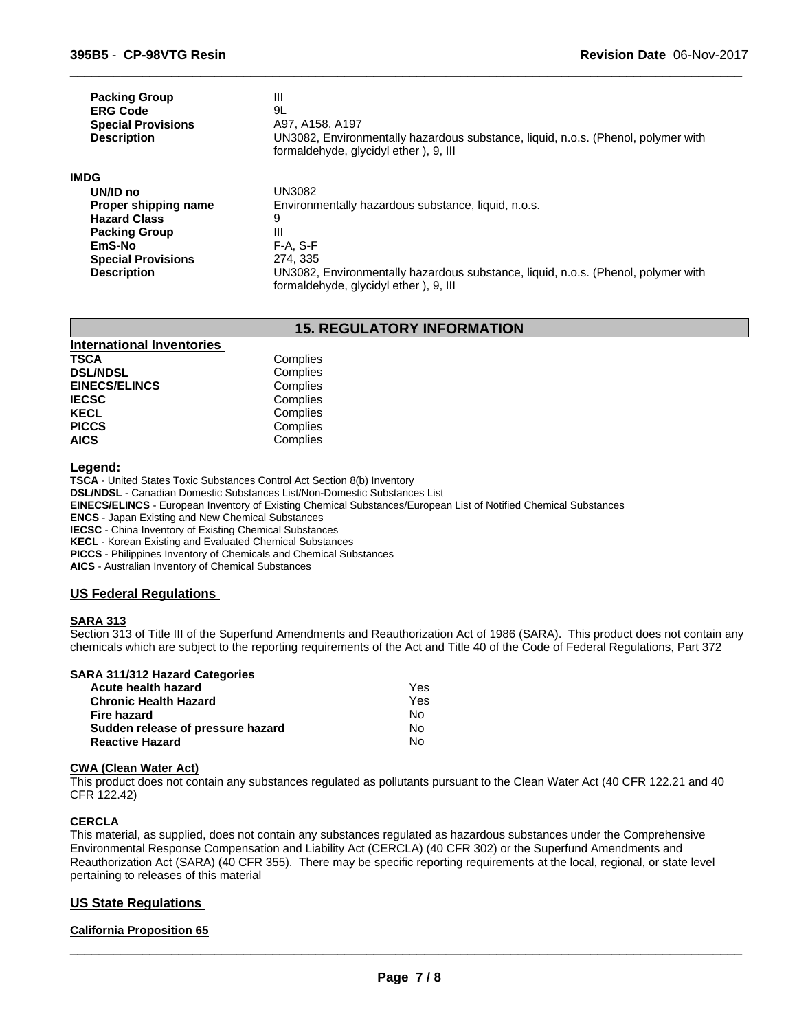| | |
|---|---|
| **Packing Group** | III |
| **ERG Code** | 9L |
| **Special Provisions** | A97, A158, A197 |
| **Description** | UN3082, Environmentally hazardous substance, liquid, n.o.s. (Phenol, polymer with formaldehyde, glycidyl ether ), 9, III |

**IMDG**

| | |
|---|---|
| **UN/ID no** | UN3082 |
| **Proper shipping name** | Environmentally hazardous substance, liquid, n.o.s. |
| **Hazard Class** | 9 |
| **Packing Group** | III |
| **EmS-No** | F-A, S-F |
| **Special Provisions** | 274, 335 |
| **Description** | UN3082, Environmentally hazardous substance, liquid, n.o.s. (Phenol, polymer with formaldehyde, glycidyl ether ), 9, III |

## 15. REGULATORY INFORMATION

**International Inventories**

| | |
|---|---|
| **TSCA** | Complies |
| **DSL/NDSL** | Complies |
| **EINECS/ELINCS** | Complies |
| **IECSC** | Complies |
| **KECL** | Complies |
| **PICCS** | Complies |
| **AICS** | Complies |

**Legend:**

**TSCA** - United States Toxic Substances Control Act Section 8(b) Inventory
**DSL/NDSL** - Canadian Domestic Substances List/Non-Domestic Substances List
**EINECS/ELINCS** - European Inventory of Existing Chemical Substances/European List of Notified Chemical Substances
**ENCS** - Japan Existing and New Chemical Substances
**IECSC** - China Inventory of Existing Chemical Substances
**KECL** - Korean Existing and Evaluated Chemical Substances
**PICCS** - Philippines Inventory of Chemicals and Chemical Substances
**AICS** - Australian Inventory of Chemical Substances

### US Federal Regulations

**SARA 313**

Section 313 of Title III of the Superfund Amendments and Reauthorization Act of 1986 (SARA). This product does not contain any chemicals which are subject to the reporting requirements of the Act and Title 40 of the Code of Federal Regulations, Part 372

**SARA 311/312 Hazard Categories**

| | |
|---|---|
| **Acute health hazard** | Yes |
| **Chronic Health Hazard** | Yes |
| **Fire hazard** | No |
| **Sudden release of pressure hazard** | No |
| **Reactive Hazard** | No |

**CWA (Clean Water Act)**

This product does not contain any substances regulated as pollutants pursuant to the Clean Water Act (40 CFR 122.21 and 40 CFR 122.42)

**CERCLA**

This material, as supplied, does not contain any substances regulated as hazardous substances under the Comprehensive Environmental Response Compensation and Liability Act (CERCLA) (40 CFR 302) or the Superfund Amendments and Reauthorization Act (SARA) (40 CFR 355). There may be specific reporting requirements at the local, regional, or state level pertaining to releases of this material

### US State Regulations

**California Proposition 65**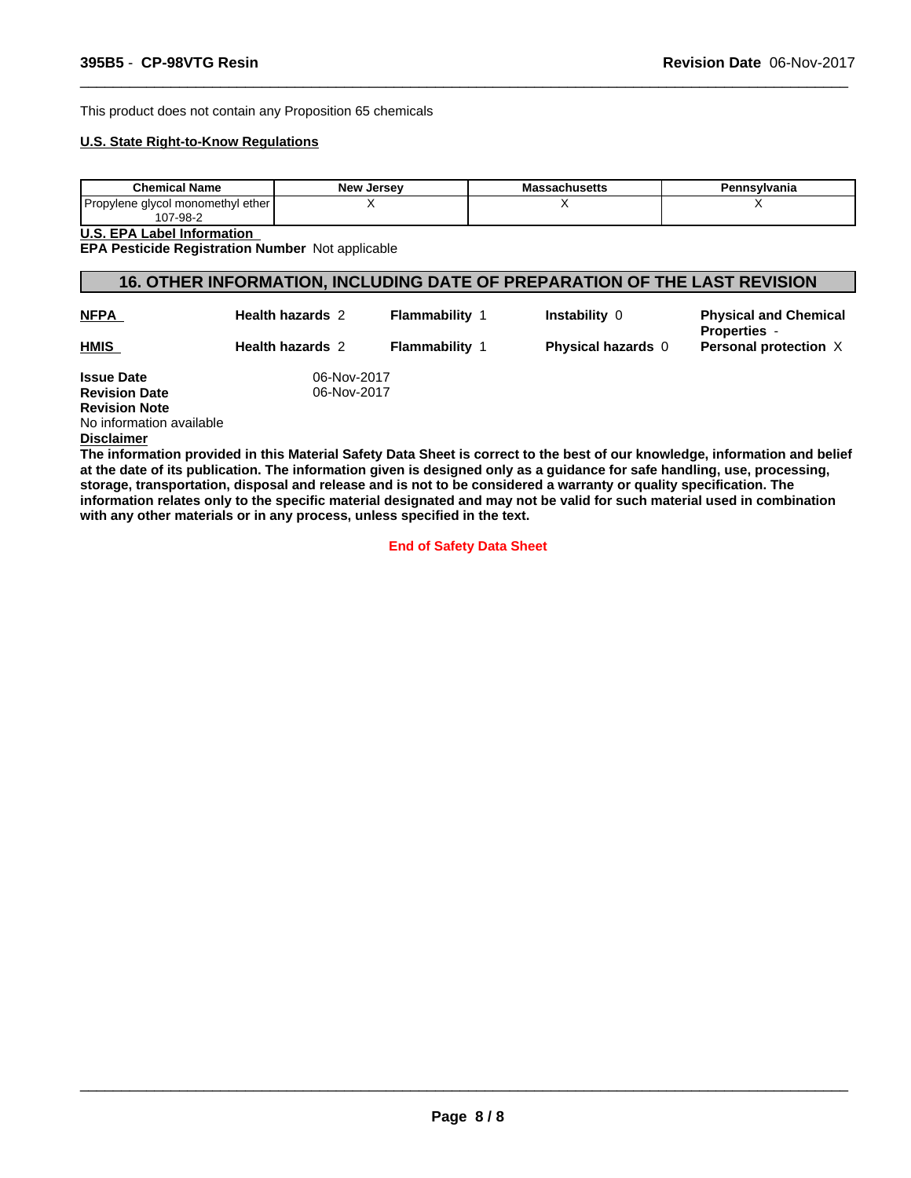This product does not contain any Proposition 65 chemicals

**U.S. State Right-to-Know Regulations**

| Chemical Name | New Jersey | Massachusetts | Pennsylvania |
|---|---|---|---|
| Propylene glycol monomethyl ether 107-98-2 | X | X | X |

**U.S. EPA Label Information**

**EPA Pesticide Registration Number** Not applicable

## 16. OTHER INFORMATION, INCLUDING DATE OF PREPARATION OF THE LAST REVISION

| | | | | |
|---|---|---|---|---|
| **NFPA** | **Health hazards** 2 | **Flammability** 1 | **Instability** 0 | **Physical and Chemical Properties** - |
| **HMIS** | **Health hazards** 2 | **Flammability** 1 | **Physical hazards** 0 | **Personal protection** X |

**Issue Date** 06-Nov-2017
**Revision Date** 06-Nov-2017
**Revision Note**
No information available

**Disclaimer**

**The information provided in this Material Safety Data Sheet is correct to the best of our knowledge, information and belief at the date of its publication. The information given is designed only as a guidance for safe handling, use, processing, storage, transportation, disposal and release and is not to be considered a warranty or quality specification. The information relates only to the specific material designated and may not be valid for such material used in combination with any other materials or in any process, unless specified in the text.**

**End of Safety Data Sheet**